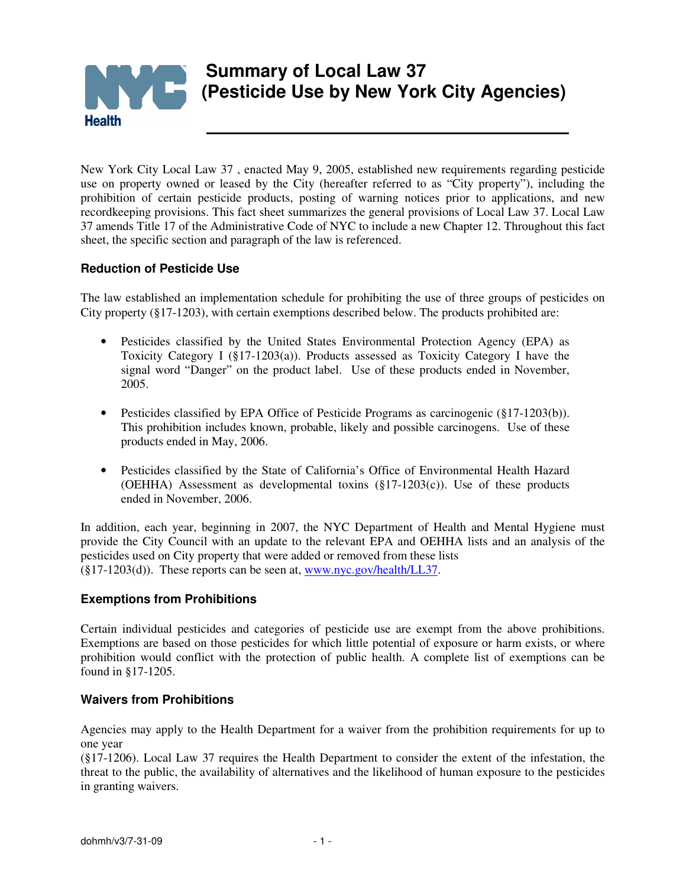# Summary of Local Law 37 (Pesticide Use by New York City Agencies)

New York City Local Law 37 , enacted May 9, 2005, established new requirements regarding pesticide use on property owned or leased by the City (hereafter referred to as "City property"), including the prohibition of certain pesticide products, posting of warning notices prior to applications, and new recordkeeping provisions. This fact sheet summarizes the general provisions of Local Law 37. Local Law 37 amends Title 17 of the Administrative Code of NYC to include a new Chapter 12. Throughout this fact sheet, the specific section and paragraph of the law is referenced.

### Reduction of Pesticide Use

The law established an implementation schedule for prohibiting the use of three groups of pesticides on City property (§17-1203), with certain exemptions described below. The products prohibited are:

- Pesticides classified by the United States Environmental Protection Agency (EPA) as Toxicity Category I (§17-1203(a)). Products assessed as Toxicity Category I have the signal word "Danger" on the product label. Use of these products ended in November, 2005.
- Pesticides classified by EPA Office of Pesticide Programs as carcinogenic (§17-1203(b)). This prohibition includes known, probable, likely and possible carcinogens. Use of these products ended in May, 2006.
- Pesticides classified by the State of California's Office of Environmental Health Hazard (OEHHA) Assessment as developmental toxins (§17-1203(c)). Use of these products ended in November, 2006.

In addition, each year, beginning in 2007, the NYC Department of Health and Mental Hygiene must provide the City Council with an update to the relevant EPA and OEHHA lists and an analysis of the pesticides used on City property that were added or removed from these lists (§17-1203(d)). These reports can be seen at, www.nyc.gov/health/LL37.

### Exemptions from Prohibitions

Certain individual pesticides and categories of pesticide use are exempt from the above prohibitions. Exemptions are based on those pesticides for which little potential of exposure or harm exists, or where prohibition would conflict with the protection of public health. A complete list of exemptions can be found in §17-1205.

### Waivers from Prohibitions

Agencies may apply to the Health Department for a waiver from the prohibition requirements for up to one year (§17-1206). Local Law 37 requires the Health Department to consider the extent of the infestation, the threat to the public, the availability of alternatives and the likelihood of human exposure to the pesticides in granting waivers.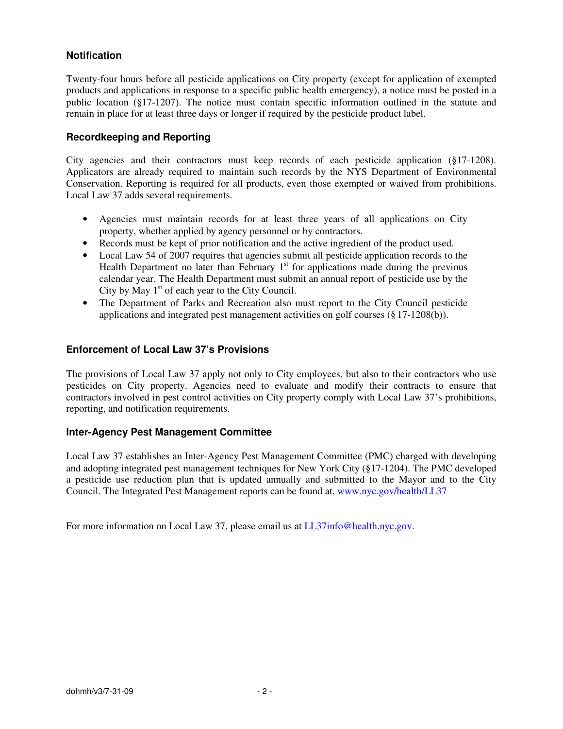### Notification

Twenty-four hours before all pesticide applications on City property (except for application of exempted products and applications in response to a specific public health emergency), a notice must be posted in a public location (§17-1207). The notice must contain specific information outlined in the statute and remain in place for at least three days or longer if required by the pesticide product label.

### Recordkeeping and Reporting

City agencies and their contractors must keep records of each pesticide application (§17-1208). Applicators are already required to maintain such records by the NYS Department of Environmental Conservation. Reporting is required for all products, even those exempted or waived from prohibitions. Local Law 37 adds several requirements.

- Agencies must maintain records for at least three years of all applications on City property, whether applied by agency personnel or by contractors.
- Records must be kept of prior notification and the active ingredient of the product used.
- Local Law 54 of 2007 requires that agencies submit all pesticide application records to the Health Department no later than February 1st for applications made during the previous calendar year. The Health Department must submit an annual report of pesticide use by the City by May 1st of each year to the City Council.
- The Department of Parks and Recreation also must report to the City Council pesticide applications and integrated pest management activities on golf courses (§ 17-1208(b)).

### Enforcement of Local Law 37's Provisions

The provisions of Local Law 37 apply not only to City employees, but also to their contractors who use pesticides on City property. Agencies need to evaluate and modify their contracts to ensure that contractors involved in pest control activities on City property comply with Local Law 37's prohibitions, reporting, and notification requirements.

### Inter-Agency Pest Management Committee

Local Law 37 establishes an Inter-Agency Pest Management Committee (PMC) charged with developing and adopting integrated pest management techniques for New York City (§17-1204). The PMC developed a pesticide use reduction plan that is updated annually and submitted to the Mayor and to the City Council. The Integrated Pest Management reports can be found at, www.nyc.gov/health/LL37

For more information on Local Law 37, please email us at LL37info@health.nyc.gov.

dohmh/v3/7-31-09